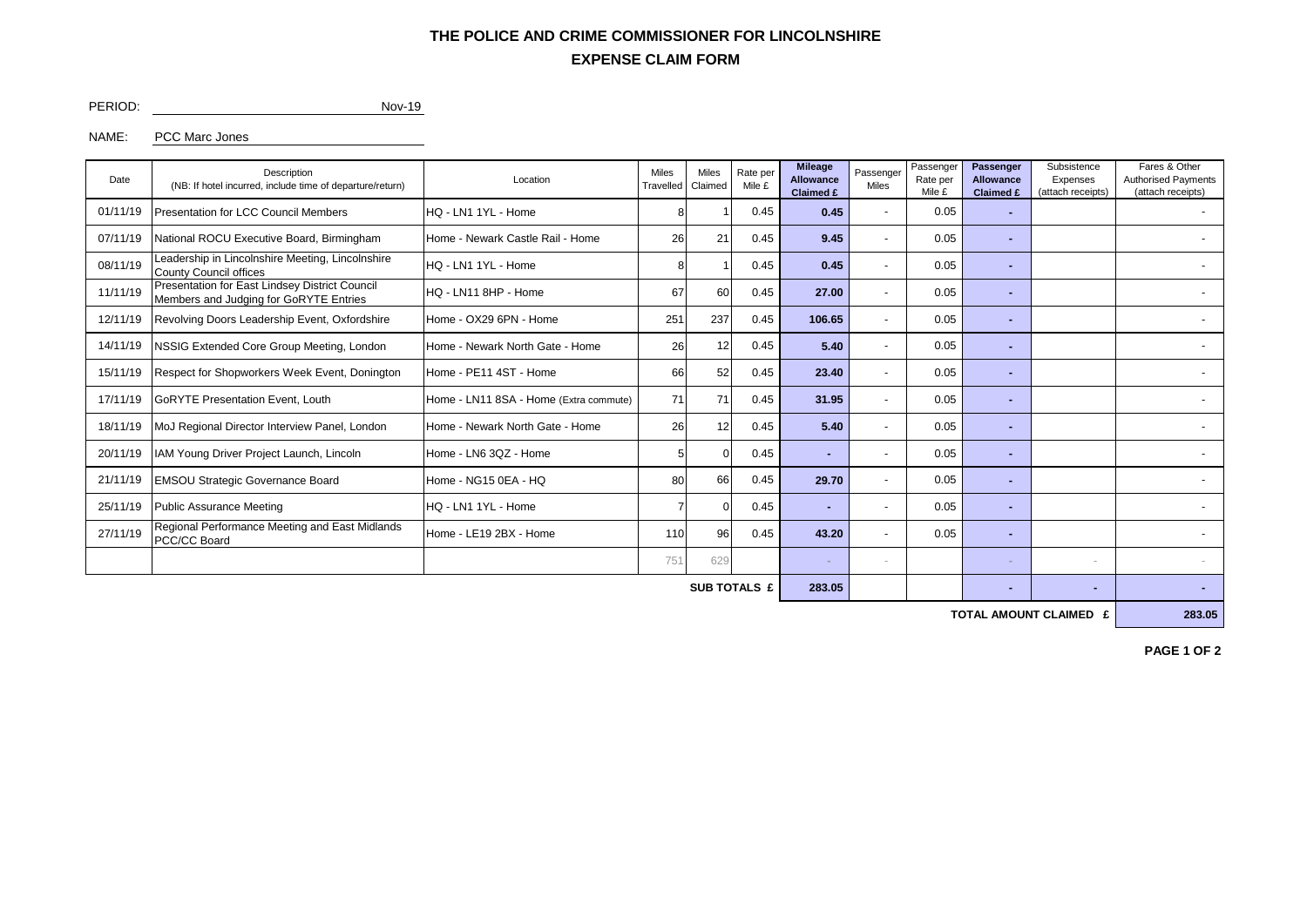# THE POLICE AND CRIME COMMISSIONER FOR LINCOLNSHIRE

## EXPENSE CLAIM FORM

PERIOD: Nov-19

NAME: PCC Marc Jones

| Date | Description (NB: If hotel incurred, include time of departure/return) | Location | Miles Travelled | Miles Claimed | Rate per Mile £ | **Mileage Allowance Claimed £** | Passenger Miles | Passenger Rate per Mile £ | **Passenger Allowance Claimed £** | Subsistence Expenses (attach receipts) | Fares & Other Authorised Payments (attach receipts) |
|---|---|---|---|---|---|---|---|---|---|---|---|
| 01/11/19 | Presentation for LCC Council Members | HQ - LN1 1YL - Home | 8 | 1 | 0.45 | **0.45** | - | 0.05 | **-** | | - |
| 07/11/19 | National ROCU Executive Board, Birmingham | Home - Newark Castle Rail - Home | 26 | 21 | 0.45 | **9.45** | - | 0.05 | **-** | | - |
| 08/11/19 | Leadership in Lincolnshire Meeting, Lincolnshire County Council offices | HQ - LN1 1YL - Home | 8 | 1 | 0.45 | **0.45** | - | 0.05 | **-** | | - |
| 11/11/19 | Presentation for East Lindsey District Council Members and Judging for GoRYTE Entries | HQ - LN11 8HP - Home | 67 | 60 | 0.45 | **27.00** | - | 0.05 | **-** | | - |
| 12/11/19 | Revolving Doors Leadership Event, Oxfordshire | Home - OX29 6PN - Home | 251 | 237 | 0.45 | **106.65** | - | 0.05 | **-** | | - |
| 14/11/19 | NSSIG Extended Core Group Meeting, London | Home - Newark North Gate - Home | 26 | 12 | 0.45 | **5.40** | - | 0.05 | **-** | | - |
| 15/11/19 | Respect for Shopworkers Week Event, Donington | Home - PE11 4ST - Home | 66 | 52 | 0.45 | **23.40** | - | 0.05 | **-** | | - |
| 17/11/19 | GoRYTE Presentation Event, Louth | Home - LN11 8SA - Home (Extra commute) | 71 | 71 | 0.45 | **31.95** | - | 0.05 | **-** | | - |
| 18/11/19 | MoJ Regional Director Interview Panel, London | Home - Newark North Gate - Home | 26 | 12 | 0.45 | **5.40** | - | 0.05 | **-** | | - |
| 20/11/19 | IAM Young Driver Project Launch, Lincoln | Home - LN6 3QZ - Home | 5 | 0 | 0.45 | **-** | - | 0.05 | **-** | | - |
| 21/11/19 | EMSOU Strategic Governance Board | Home - NG15 0EA - HQ | 80 | 66 | 0.45 | **29.70** | - | 0.05 | **-** | | - |
| 25/11/19 | Public Assurance Meeting | HQ - LN1 1YL - Home | 7 | 0 | 0.45 | **-** | - | 0.05 | **-** | | - |
| 27/11/19 | Regional Performance Meeting and East Midlands PCC/CC Board | Home - LE19 2BX - Home | 110 | 96 | 0.45 | **43.20** | - | 0.05 | **-** | | - |
| | | | 751 | 629 | | - | - | | - | - | - |
| | | | | | **SUB TOTALS £** | **283.05** | | | **-** | **-** | **-** |
| | | | | | | | | | **TOTAL AMOUNT CLAIMED £** | | **283.05** |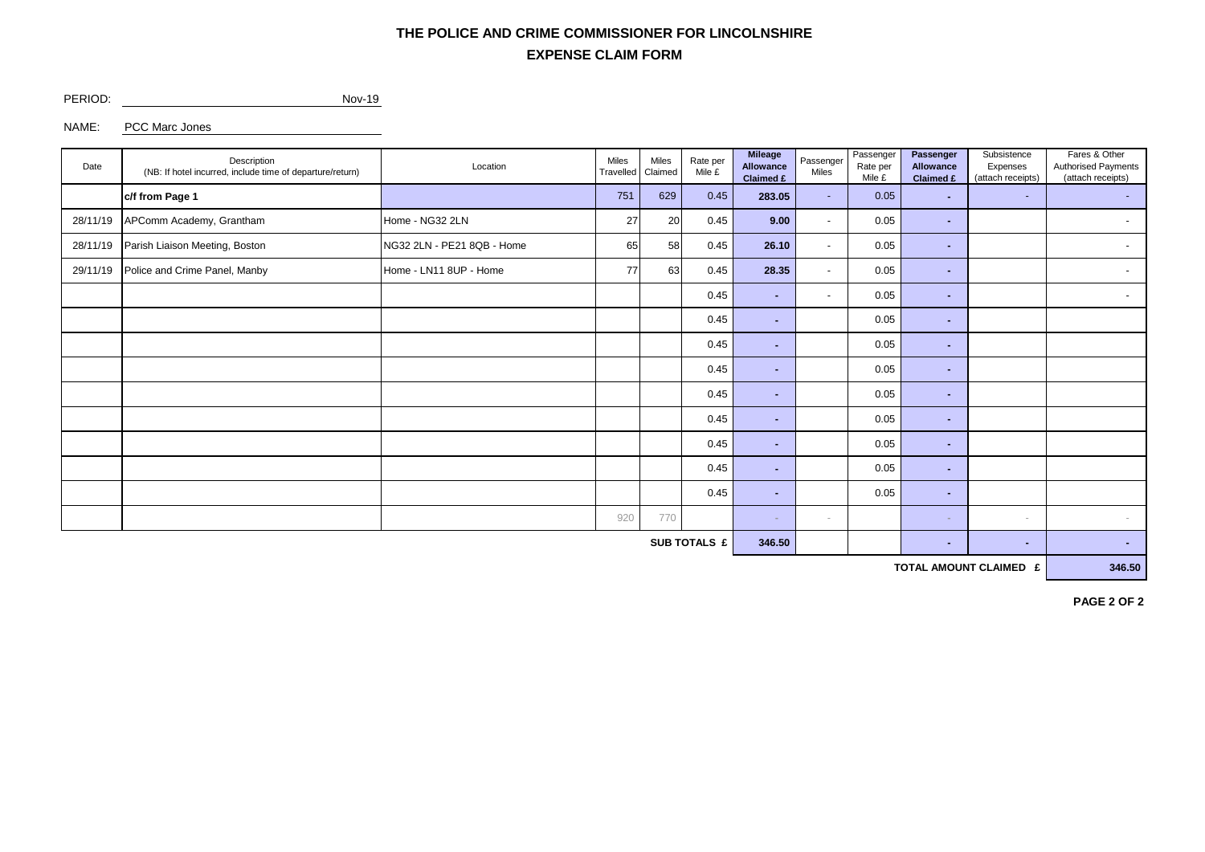# THE POLICE AND CRIME COMMISSIONER FOR LINCOLNSHIRE

## EXPENSE CLAIM FORM

PERIOD: Nov-19

NAME: PCC Marc Jones

| Date | Description (NB: If hotel incurred, include time of departure/return) | Location | Miles Travelled | Miles Claimed | Rate per Mile £ | Mileage Allowance Claimed £ | Passenger Miles | Passenger Rate per Mile £ | Passenger Allowance Claimed £ | Subsistence Expenses (attach receipts) | Fares & Other Authorised Payments (attach receipts) |
|---|---|---|---|---|---|---|---|---|---|---|---|
| | **c/f from Page 1** | | 751 | 629 | 0.45 | **283.05** | - | 0.05 | **-** | - | - |
| 28/11/19 | APComm Academy, Grantham | Home - NG32 2LN | 27 | 20 | 0.45 | **9.00** | - | 0.05 | **-** | | - |
| 28/11/19 | Parish Liaison Meeting, Boston | NG32 2LN - PE21 8QB - Home | 65 | 58 | 0.45 | **26.10** | - | 0.05 | **-** | | - |
| 29/11/19 | Police and Crime Panel, Manby | Home - LN11 8UP - Home | 77 | 63 | 0.45 | **28.35** | - | 0.05 | **-** | | - |
| | | | | | 0.45 | **-** | - | 0.05 | **-** | | - |
| | | | | | 0.45 | **-** | | 0.05 | **-** | | |
| | | | | | 0.45 | **-** | | 0.05 | **-** | | |
| | | | | | 0.45 | **-** | | 0.05 | **-** | | |
| | | | | | 0.45 | **-** | | 0.05 | **-** | | |
| | | | | | 0.45 | **-** | | 0.05 | **-** | | |
| | | | | | 0.45 | **-** | | 0.05 | **-** | | |
| | | | | | 0.45 | **-** | | 0.05 | **-** | | |
| | | | 920 | 770 | | - | - | | - | - | - |
| | | | | | **SUB TOTALS £** | **346.50** | | | **-** | **-** | **-** |
| | | | | | | | | | | **TOTAL AMOUNT CLAIMED £** | **346.50** |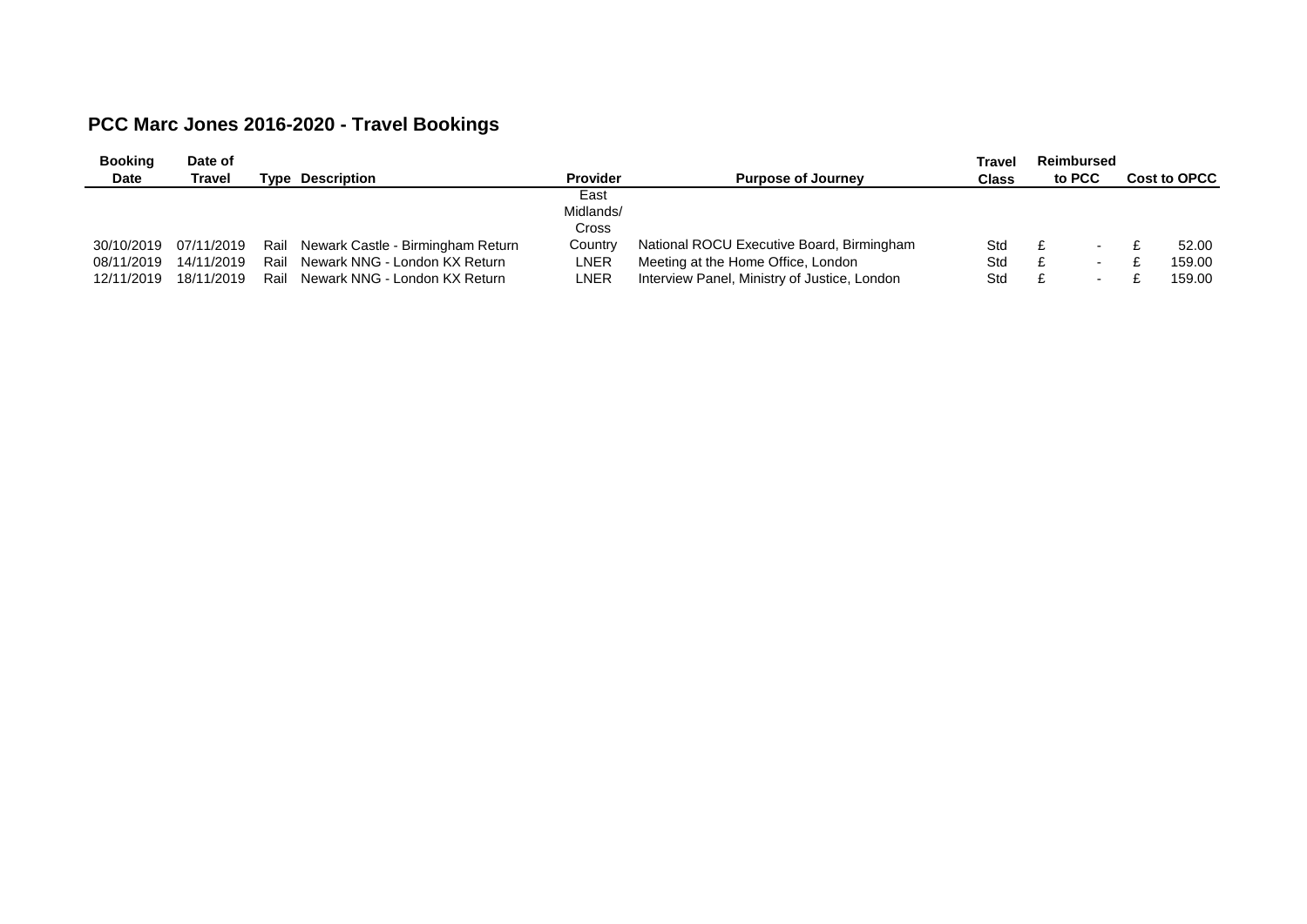# PCC Marc Jones 2016-2020 - Travel Bookings

| Booking Date | Date of Travel | Type | Description | Provider | Purpose of Journey | Travel Class | Reimbursed to PCC | Cost to OPCC |
|---|---|---|---|---|---|---|---|---|
| 30/10/2019 | 07/11/2019 | Rail | Newark Castle - Birmingham Return | East Midlands/ Cross Country | National ROCU Executive Board, Birmingham | Std | £ - | £ 52.00 |
| 08/11/2019 | 14/11/2019 | Rail | Newark NNG - London KX Return | LNER | Meeting at the Home Office, London | Std | £ - | £ 159.00 |
| 12/11/2019 | 18/11/2019 | Rail | Newark NNG - London KX Return | LNER | Interview Panel, Ministry of Justice, London | Std | £ - | £ 159.00 |